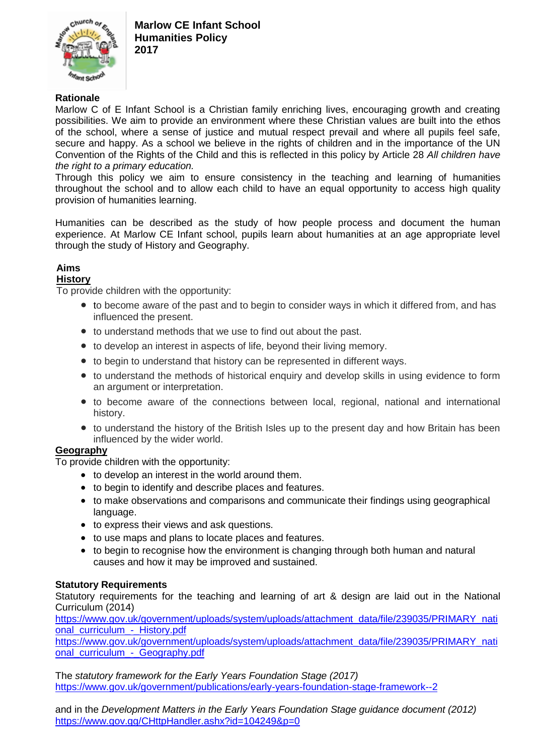# Marlow CE Infant School
# Humanities Policy
# 2017

**Rationale**

Marlow C of E Infant School is a Christian family enriching lives, encouraging growth and creating possibilities. We aim to provide an environment where these Christian values are built into the ethos of the school, where a sense of justice and mutual respect prevail and where all pupils feel safe, secure and happy. As a school we believe in the rights of children and in the importance of the UN Convention of the Rights of the Child and this is reflected in this policy by Article 28 *All children have the right to a primary education.*

Through this policy we aim to ensure consistency in the teaching and learning of humanities throughout the school and to allow each child to have an equal opportunity to access high quality provision of humanities learning.

Humanities can be described as the study of how people process and document the human experience. At Marlow CE Infant school, pupils learn about humanities at an age appropriate level through the study of History and Geography.

**Aims**

**History**

To provide children with the opportunity:

- to become aware of the past and to begin to consider ways in which it differed from, and has influenced the present.
- to understand methods that we use to find out about the past.
- to develop an interest in aspects of life, beyond their living memory.
- to begin to understand that history can be represented in different ways.
- to understand the methods of historical enquiry and develop skills in using evidence to form an argument or interpretation.
- to become aware of the connections between local, regional, national and international history.
- to understand the history of the British Isles up to the present day and how Britain has been influenced by the wider world.

**Geography**

To provide children with the opportunity:

- to develop an interest in the world around them.
- to begin to identify and describe places and features.
- to make observations and comparisons and communicate their findings using geographical language.
- to express their views and ask questions.
- to use maps and plans to locate places and features.
- to begin to recognise how the environment is changing through both human and natural causes and how it may be improved and sustained.

**Statutory Requirements**

Statutory requirements for the teaching and learning of art & design are laid out in the National Curriculum (2014)
https://www.gov.uk/government/uploads/system/uploads/attachment_data/file/239035/PRIMARY_national_curriculum_-_History.pdf
https://www.gov.uk/government/uploads/system/uploads/attachment_data/file/239035/PRIMARY_national_curriculum_-_Geography.pdf

The *statutory framework for the Early Years Foundation Stage (2017)*
https://www.gov.uk/government/publications/early-years-foundation-stage-framework--2

and in the *Development Matters in the Early Years Foundation Stage guidance document (2012)*
https://www.gov.gg/CHttpHandler.ashx?id=104249&p=0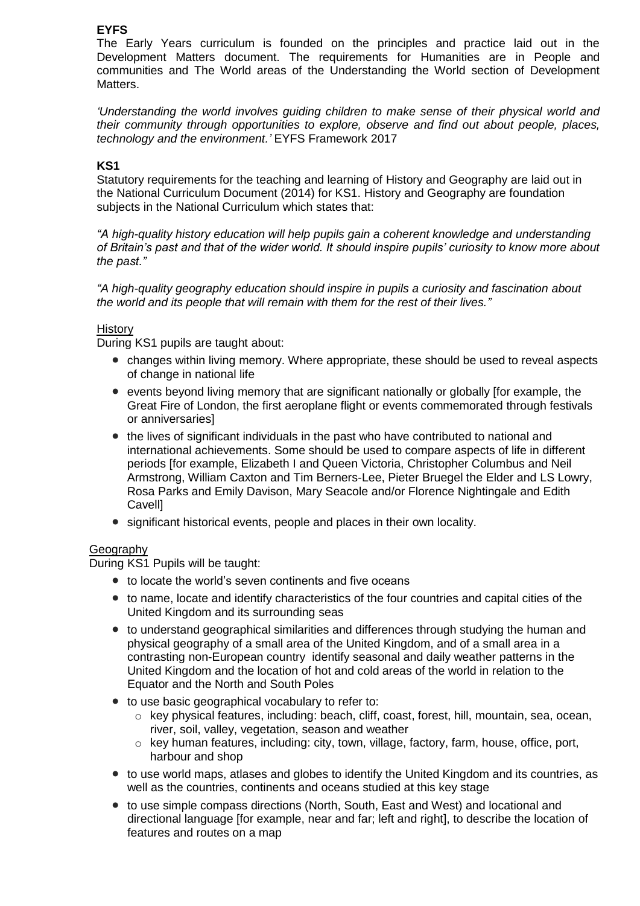**EYFS**

The Early Years curriculum is founded on the principles and practice laid out in the Development Matters document. The requirements for Humanities are in People and communities and The World areas of the Understanding the World section of Development Matters.

*'Understanding the world involves guiding children to make sense of their physical world and their community through opportunities to explore, observe and find out about people, places, technology and the environment.'* EYFS Framework 2017

**KS1**

Statutory requirements for the teaching and learning of History and Geography are laid out in the National Curriculum Document (2014) for KS1. History and Geography are foundation subjects in the National Curriculum which states that:

*"A high-quality history education will help pupils gain a coherent knowledge and understanding of Britain's past and that of the wider world. It should inspire pupils' curiosity to know more about the past."*

*"A high-quality geography education should inspire in pupils a curiosity and fascination about the world and its people that will remain with them for the rest of their lives."*

History

During KS1 pupils are taught about:

- changes within living memory. Where appropriate, these should be used to reveal aspects of change in national life
- events beyond living memory that are significant nationally or globally [for example, the Great Fire of London, the first aeroplane flight or events commemorated through festivals or anniversaries]
- the lives of significant individuals in the past who have contributed to national and international achievements. Some should be used to compare aspects of life in different periods [for example, Elizabeth I and Queen Victoria, Christopher Columbus and Neil Armstrong, William Caxton and Tim Berners-Lee, Pieter Bruegel the Elder and LS Lowry, Rosa Parks and Emily Davison, Mary Seacole and/or Florence Nightingale and Edith Cavell]
- significant historical events, people and places in their own locality.

Geography

During KS1 Pupils will be taught:

- to locate the world's seven continents and five oceans
- to name, locate and identify characteristics of the four countries and capital cities of the United Kingdom and its surrounding seas
- to understand geographical similarities and differences through studying the human and physical geography of a small area of the United Kingdom, and of a small area in a contrasting non-European country identify seasonal and daily weather patterns in the United Kingdom and the location of hot and cold areas of the world in relation to the Equator and the North and South Poles
- to use basic geographical vocabulary to refer to:
  - key physical features, including: beach, cliff, coast, forest, hill, mountain, sea, ocean, river, soil, valley, vegetation, season and weather
  - key human features, including: city, town, village, factory, farm, house, office, port, harbour and shop
- to use world maps, atlases and globes to identify the United Kingdom and its countries, as well as the countries, continents and oceans studied at this key stage
- to use simple compass directions (North, South, East and West) and locational and directional language [for example, near and far; left and right], to describe the location of features and routes on a map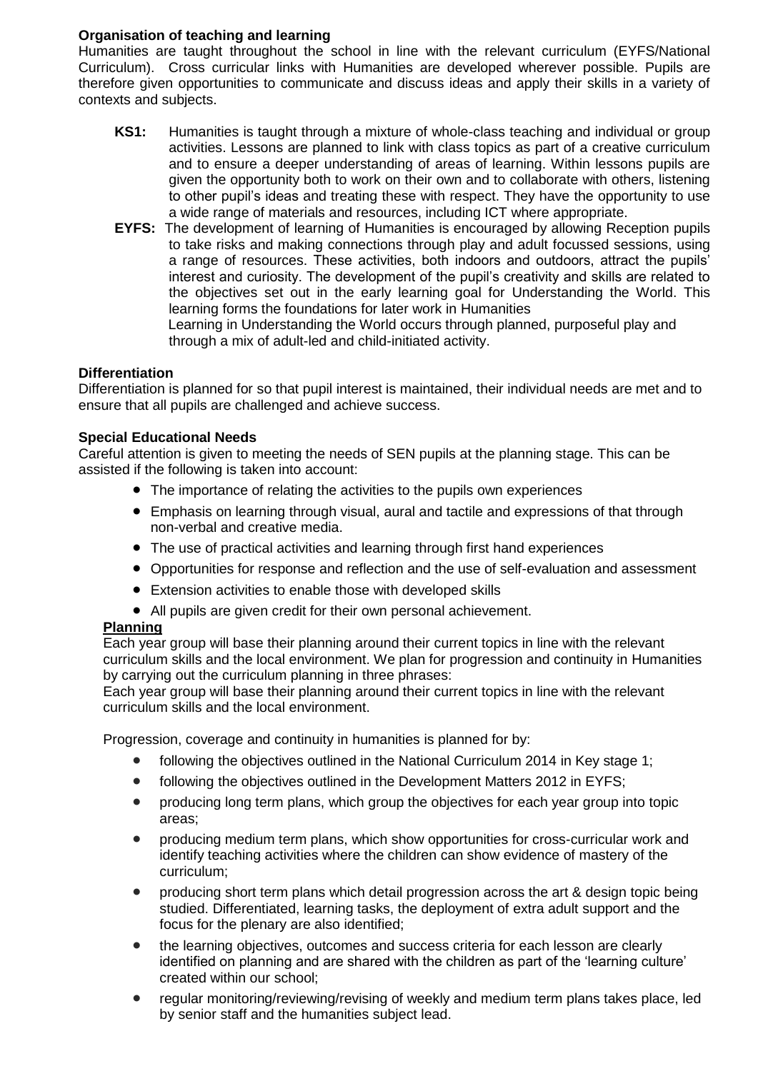**Organisation of teaching and learning**

Humanities are taught throughout the school in line with the relevant curriculum (EYFS/National Curriculum). Cross curricular links with Humanities are developed wherever possible. Pupils are therefore given opportunities to communicate and discuss ideas and apply their skills in a variety of contexts and subjects.

**KS1:** Humanities is taught through a mixture of whole-class teaching and individual or group activities. Lessons are planned to link with class topics as part of a creative curriculum and to ensure a deeper understanding of areas of learning. Within lessons pupils are given the opportunity both to work on their own and to collaborate with others, listening to other pupil's ideas and treating these with respect. They have the opportunity to use a wide range of materials and resources, including ICT where appropriate.

**EYFS:** The development of learning of Humanities is encouraged by allowing Reception pupils to take risks and making connections through play and adult focussed sessions, using a range of resources. These activities, both indoors and outdoors, attract the pupils' interest and curiosity. The development of the pupil's creativity and skills are related to the objectives set out in the early learning goal for Understanding the World. This learning forms the foundations for later work in Humanities

Learning in Understanding the World occurs through planned, purposeful play and through a mix of adult-led and child-initiated activity.

**Differentiation**

Differentiation is planned for so that pupil interest is maintained, their individual needs are met and to ensure that all pupils are challenged and achieve success.

**Special Educational Needs**

Careful attention is given to meeting the needs of SEN pupils at the planning stage. This can be assisted if the following is taken into account:

- The importance of relating the activities to the pupils own experiences
- Emphasis on learning through visual, aural and tactile and expressions of that through non-verbal and creative media.
- The use of practical activities and learning through first hand experiences
- Opportunities for response and reflection and the use of self-evaluation and assessment
- Extension activities to enable those with developed skills
- All pupils are given credit for their own personal achievement.

**Planning**

Each year group will base their planning around their current topics in line with the relevant curriculum skills and the local environment. We plan for progression and continuity in Humanities by carrying out the curriculum planning in three phrases:

Each year group will base their planning around their current topics in line with the relevant curriculum skills and the local environment.

Progression, coverage and continuity in humanities is planned for by:

- following the objectives outlined in the National Curriculum 2014 in Key stage 1;
- following the objectives outlined in the Development Matters 2012 in EYFS;
- producing long term plans, which group the objectives for each year group into topic areas;
- producing medium term plans, which show opportunities for cross-curricular work and identify teaching activities where the children can show evidence of mastery of the curriculum;
- producing short term plans which detail progression across the art & design topic being studied. Differentiated, learning tasks, the deployment of extra adult support and the focus for the plenary are also identified;
- the learning objectives, outcomes and success criteria for each lesson are clearly identified on planning and are shared with the children as part of the 'learning culture' created within our school;
- regular monitoring/reviewing/revising of weekly and medium term plans takes place, led by senior staff and the humanities subject lead.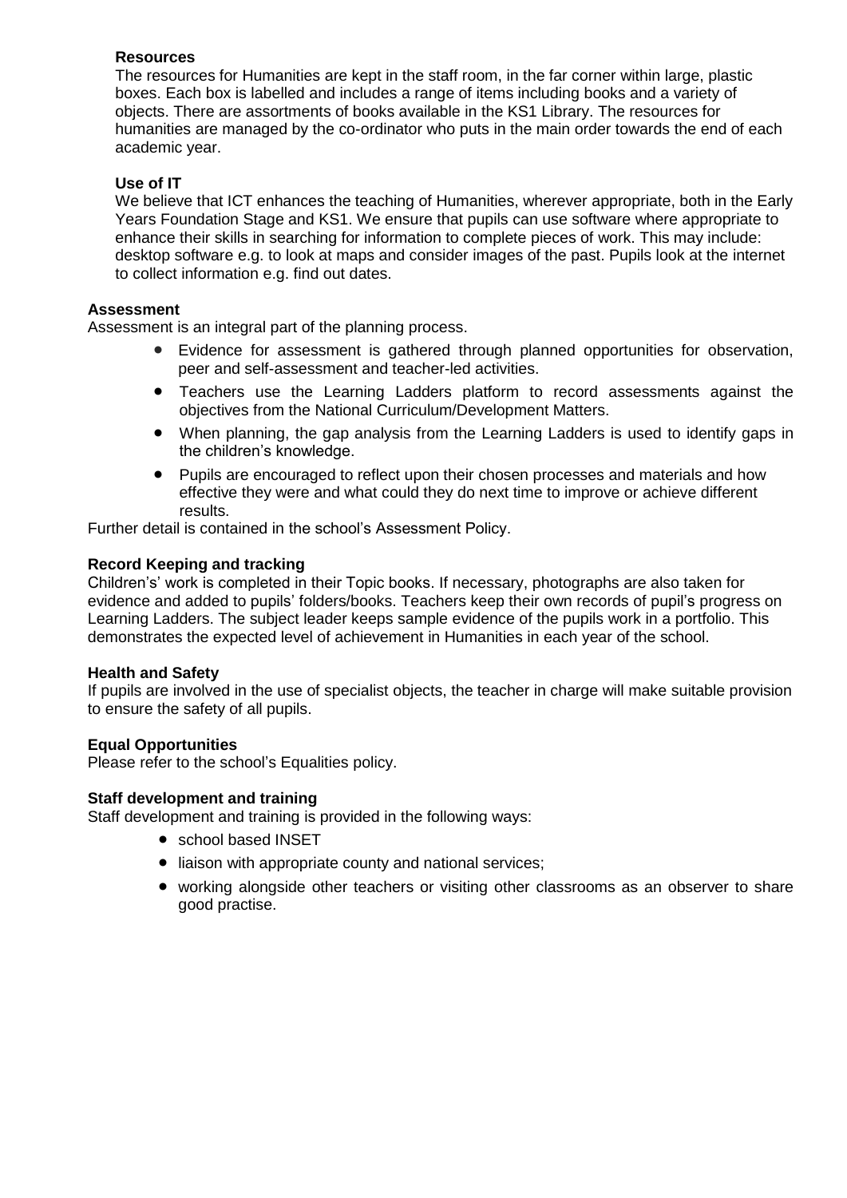**Resources**

The resources for Humanities are kept in the staff room, in the far corner within large, plastic boxes. Each box is labelled and includes a range of items including books and a variety of objects. There are assortments of books available in the KS1 Library. The resources for humanities are managed by the co-ordinator who puts in the main order towards the end of each academic year.

**Use of IT**

We believe that ICT enhances the teaching of Humanities, wherever appropriate, both in the Early Years Foundation Stage and KS1. We ensure that pupils can use software where appropriate to enhance their skills in searching for information to complete pieces of work. This may include: desktop software e.g. to look at maps and consider images of the past. Pupils look at the internet to collect information e.g. find out dates.

**Assessment**

Assessment is an integral part of the planning process.

- Evidence for assessment is gathered through planned opportunities for observation, peer and self-assessment and teacher-led activities.
- Teachers use the Learning Ladders platform to record assessments against the objectives from the National Curriculum/Development Matters.
- When planning, the gap analysis from the Learning Ladders is used to identify gaps in the children's knowledge.
- Pupils are encouraged to reflect upon their chosen processes and materials and how effective they were and what could they do next time to improve or achieve different results.

Further detail is contained in the school's Assessment Policy.

**Record Keeping and tracking**

Children's' work is completed in their Topic books. If necessary, photographs are also taken for evidence and added to pupils' folders/books. Teachers keep their own records of pupil's progress on Learning Ladders. The subject leader keeps sample evidence of the pupils work in a portfolio. This demonstrates the expected level of achievement in Humanities in each year of the school.

**Health and Safety**

If pupils are involved in the use of specialist objects, the teacher in charge will make suitable provision to ensure the safety of all pupils.

**Equal Opportunities**

Please refer to the school's Equalities policy.

**Staff development and training**

Staff development and training is provided in the following ways:

- school based INSET
- liaison with appropriate county and national services;
- working alongside other teachers or visiting other classrooms as an observer to share good practise.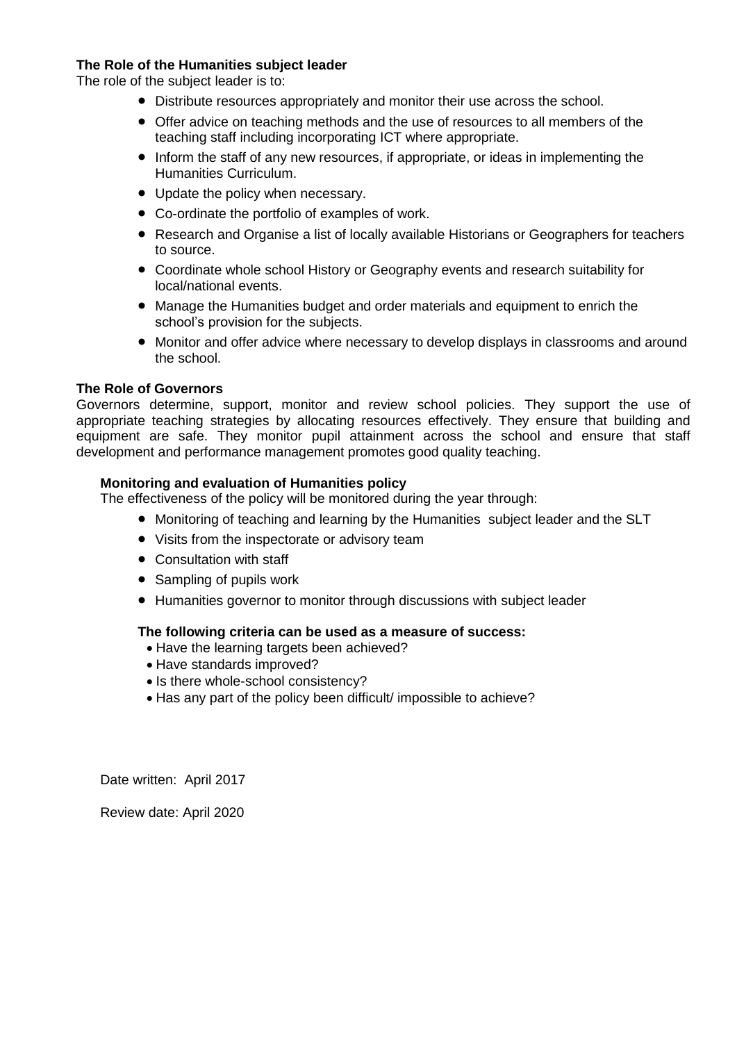**The Role of the Humanities subject leader**

The role of the subject leader is to:

- Distribute resources appropriately and monitor their use across the school.
- Offer advice on teaching methods and the use of resources to all members of the teaching staff including incorporating ICT where appropriate.
- Inform the staff of any new resources, if appropriate, or ideas in implementing the Humanities Curriculum.
- Update the policy when necessary.
- Co-ordinate the portfolio of examples of work.
- Research and Organise a list of locally available Historians or Geographers for teachers to source.
- Coordinate whole school History or Geography events and research suitability for local/national events.
- Manage the Humanities budget and order materials and equipment to enrich the school's provision for the subjects.
- Monitor and offer advice where necessary to develop displays in classrooms and around the school.

**The Role of Governors**

Governors determine, support, monitor and review school policies. They support the use of appropriate teaching strategies by allocating resources effectively. They ensure that building and equipment are safe. They monitor pupil attainment across the school and ensure that staff development and performance management promotes good quality teaching.

**Monitoring and evaluation of Humanities policy**

The effectiveness of the policy will be monitored during the year through:

- Monitoring of teaching and learning by the Humanities subject leader and the SLT
- Visits from the inspectorate or advisory team
- Consultation with staff
- Sampling of pupils work
- Humanities governor to monitor through discussions with subject leader

**The following criteria can be used as a measure of success:**

- Have the learning targets been achieved?
- Have standards improved?
- Is there whole-school consistency?
- Has any part of the policy been difficult/ impossible to achieve?

Date written: April 2017

Review date: April 2020